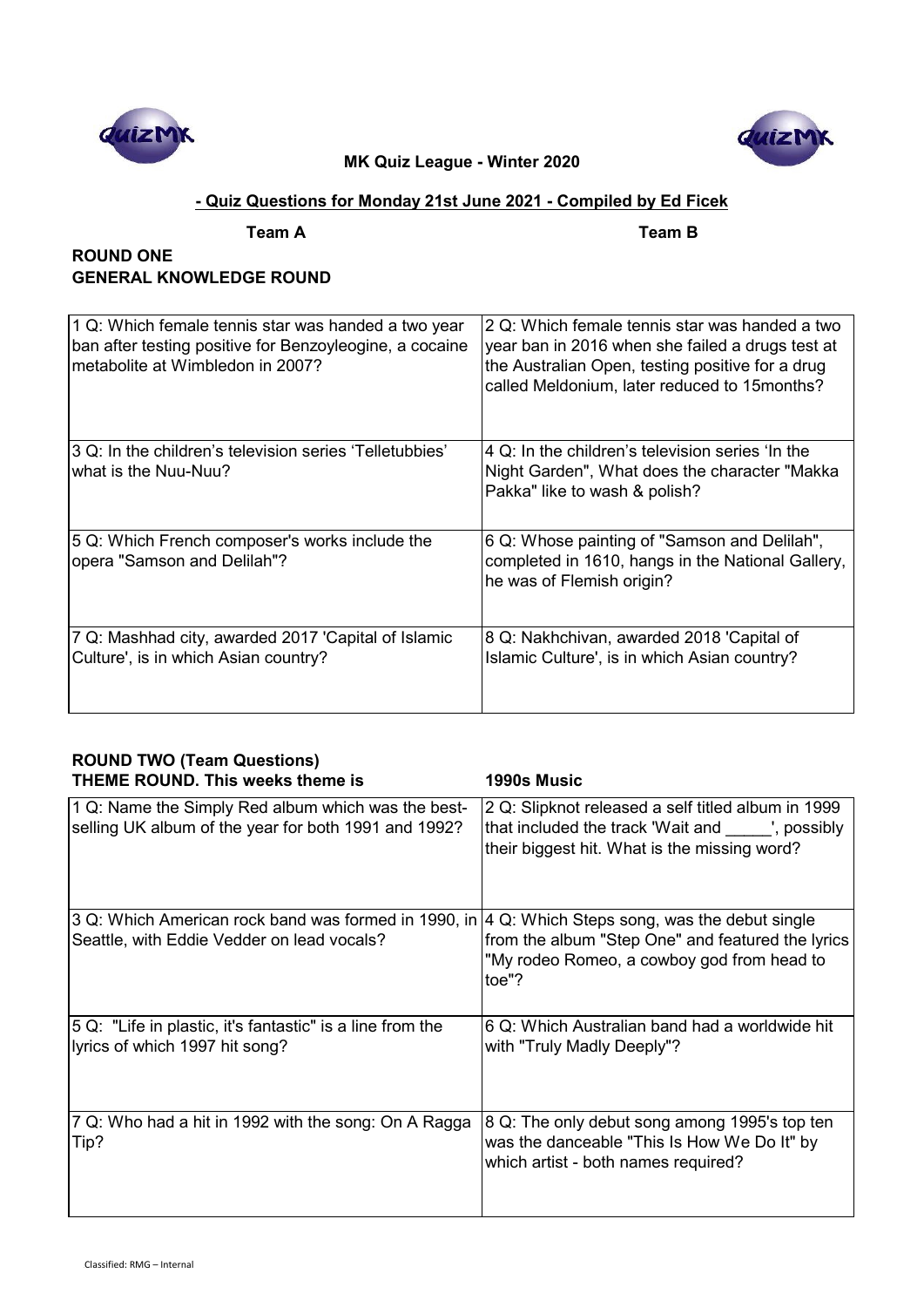**MK Quiz League - Winter 2020**

**- Quiz Questions for Monday 21st June 2021 - Compiled by Ed Ficek**

**Team A** **Team B**

## ROUND ONE
## GENERAL KNOWLEDGE ROUND

| | |
|---|---|
| 1 Q: Which female tennis star was handed a two year ban after testing positive for Benzoyleogine, a cocaine metabolite at Wimbledon in 2007? | 2 Q: Which female tennis star was handed a two year ban in 2016 when she failed a drugs test at the Australian Open, testing positive for a drug called Meldonium, later reduced to 15months? |
| 3 Q: In the children's television series 'Telletubbies' what is the Nuu-Nuu? | 4 Q: In the children's television series 'In the Night Garden", What does the character "Makka Pakka" like to wash & polish? |
| 5 Q: Which French composer's works include the opera "Samson and Delilah"? | 6 Q: Whose painting of "Samson and Delilah", completed in 1610, hangs in the National Gallery, he was of Flemish origin? |
| 7 Q: Mashhad city, awarded 2017 'Capital of Islamic Culture', is in which Asian country? | 8 Q: Nakhchivan, awarded 2018 'Capital of Islamic Culture', is in which Asian country? |

## ROUND TWO (Team Questions)
**THEME ROUND. This weeks theme is** **1990s Music**

| | |
|---|---|
| 1 Q: Name the Simply Red album which was the best-selling UK album of the year for both 1991 and 1992? | 2 Q: Slipknot released a self titled album in 1999 that included the track 'Wait and _____', possibly their biggest hit. What is the missing word? |
| 3 Q: Which American rock band was formed in 1990, in Seattle, with Eddie Vedder on lead vocals? | 4 Q: Which Steps song, was the debut single from the album "Step One" and featured the lyrics "My rodeo Romeo, a cowboy god from head to toe"? |
| 5 Q: "Life in plastic, it's fantastic" is a line from the lyrics of which 1997 hit song? | 6 Q: Which Australian band had a worldwide hit with "Truly Madly Deeply"? |
| 7 Q: Who had a hit in 1992 with the song: On A Ragga Tip? | 8 Q: The only debut song among 1995's top ten was the danceable "This Is How We Do It" by which artist - both names required? |

Classified: RMG – Internal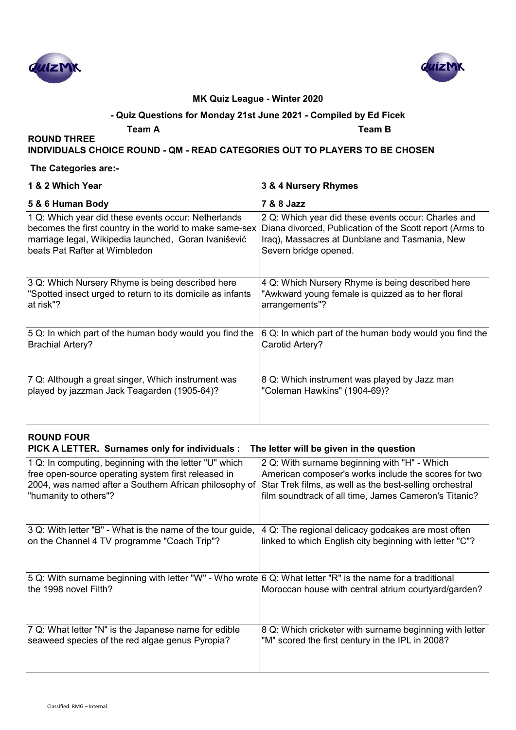**MK Quiz League - Winter 2020**

**- Quiz Questions for Monday 21st June 2021 - Compiled by Ed Ficek**

**Team A** **Team B**

**ROUND THREE**

**INDIVIDUALS CHOICE ROUND - QM - READ CATEGORIES OUT TO PLAYERS TO BE CHOSEN**

**The Categories are:-**

**1 & 2 Which Year** **3 & 4 Nursery Rhymes**

| **5 & 6 Human Body** | **7 & 8 Jazz** |
|---|---|
| 1 Q: Which year did these events occur: Netherlands becomes the first country in the world to make same-sex marriage legal, Wikipedia launched, Goran Ivanišević beats Pat Rafter at Wimbledon | 2 Q: Which year did these events occur: Charles and Diana divorced, Publication of the Scott report (Arms to Iraq), Massacres at Dunblane and Tasmania, New Severn bridge opened. |
| 3 Q: Which Nursery Rhyme is being described here "Spotted insect urged to return to its domicile as infants at risk"? | 4 Q: Which Nursery Rhyme is being described here "Awkward young female is quizzed as to her floral arrangements"? |
| 5 Q: In which part of the human body would you find the Brachial Artery? | 6 Q: In which part of the human body would you find the Carotid Artery? |
| 7 Q: Although a great singer, Which instrument was played by jazzman Jack Teagarden (1905-64)? | 8 Q: Which instrument was played by Jazz man "Coleman Hawkins" (1904-69)? |

**ROUND FOUR**

**PICK A LETTER. Surnames only for individuals : The letter will be given in the question**

| | |
|---|---|
| 1 Q: In computing, beginning with the letter "U" which free open-source operating system first released in 2004, was named after a Southern African philosophy of "humanity to others"? | 2 Q: With surname beginning with "H" - Which American composer's works include the scores for two Star Trek films, as well as the best-selling orchestral film soundtrack of all time, James Cameron's Titanic? |
| 3 Q: With letter "B" - What is the name of the tour guide, on the Channel 4 TV programme "Coach Trip"? | 4 Q: The regional delicacy godcakes are most often linked to which English city beginning with letter "C"? |
| 5 Q: With surname beginning with letter "W" - Who wrote the 1998 novel Filth? | 6 Q: What letter "R" is the name for a traditional Moroccan house with central atrium courtyard/garden? |
| 7 Q: What letter "N" is the Japanese name for edible seaweed species of the red algae genus Pyropia? | 8 Q: Which cricketer with surname beginning with letter "M" scored the first century in the IPL in 2008? |

Classified: RMG – Internal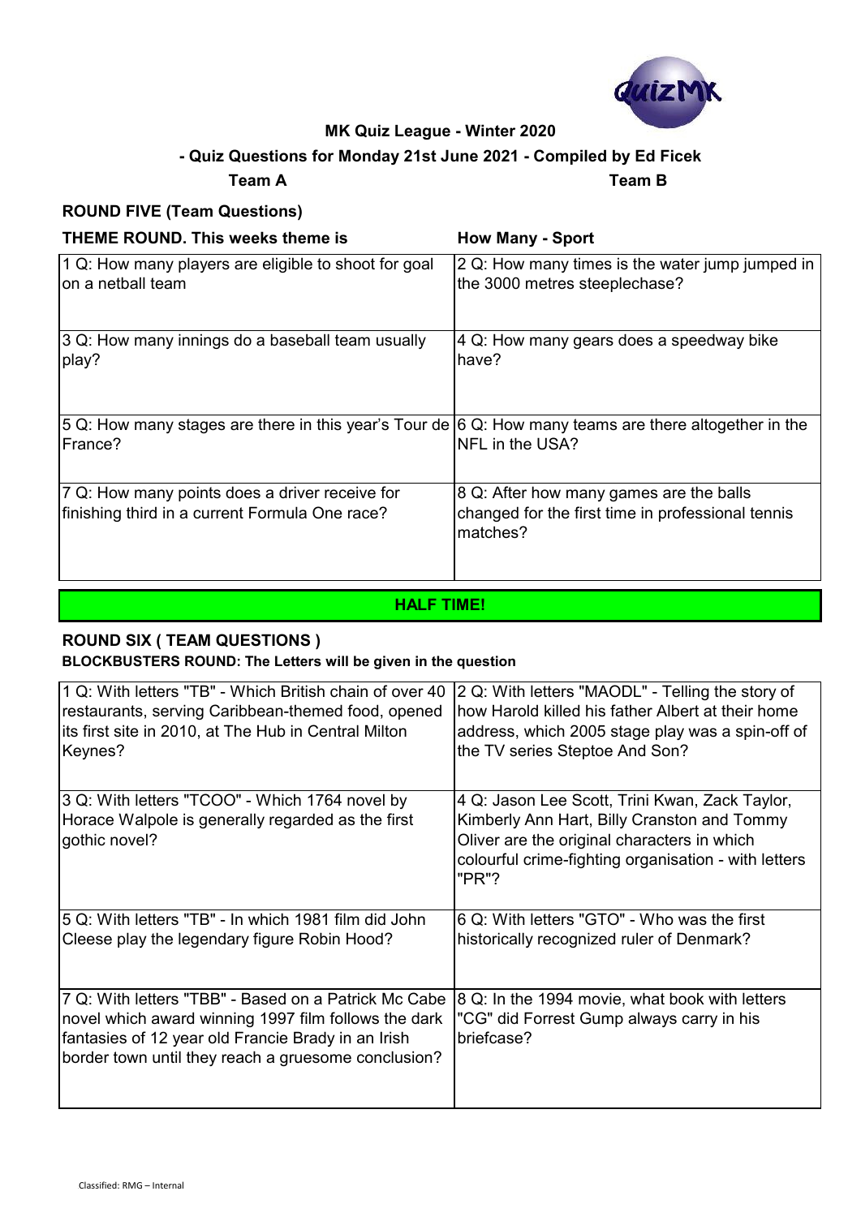**MK Quiz League - Winter 2020**

**- Quiz Questions for Monday 21st June 2021 - Compiled by Ed Ficek**

**Team A** **Team B**

## ROUND FIVE (Team Questions)

| THEME ROUND. This weeks theme is | How Many - Sport |
|---|---|
| 1 Q: How many players are eligible to shoot for goal on a netball team | 2 Q: How many times is the water jump jumped in the 3000 metres steeplechase? |
| 3 Q: How many innings do a baseball team usually play? | 4 Q: How many gears does a speedway bike have? |
| 5 Q: How many stages are there in this year's Tour de France? | 6 Q: How many teams are there altogether in the NFL in the USA? |
| 7 Q: How many points does a driver receive for finishing third in a current Formula One race? | 8 Q: After how many games are the balls changed for the first time in professional tennis matches? |

**HALF TIME!**

## ROUND SIX ( TEAM QUESTIONS )

**BLOCKBUSTERS ROUND: The Letters will be given in the question**

| | |
|---|---|
| 1 Q: With letters "TB" - Which British chain of over 40 restaurants, serving Caribbean-themed food, opened its first site in 2010, at The Hub in Central Milton Keynes? | 2 Q: With letters "MAODL" - Telling the story of how Harold killed his father Albert at their home address, which 2005 stage play was a spin-off of the TV series Steptoe And Son? |
| 3 Q: With letters "TCOO" - Which 1764 novel by Horace Walpole is generally regarded as the first gothic novel? | 4 Q: Jason Lee Scott, Trini Kwan, Zack Taylor, Kimberly Ann Hart, Billy Cranston and Tommy Oliver are the original characters in which colourful crime-fighting organisation - with letters "PR"? |
| 5 Q: With letters "TB" - In which 1981 film did John Cleese play the legendary figure Robin Hood? | 6 Q: With letters "GTO" - Who was the first historically recognized ruler of Denmark? |
| 7 Q: With letters "TBB" - Based on a Patrick Mc Cabe novel which award winning 1997 film follows the dark fantasies of 12 year old Francie Brady in an Irish border town until they reach a gruesome conclusion? | 8 Q: In the 1994 movie, what book with letters "CG" did Forrest Gump always carry in his briefcase? |

Classified: RMG – Internal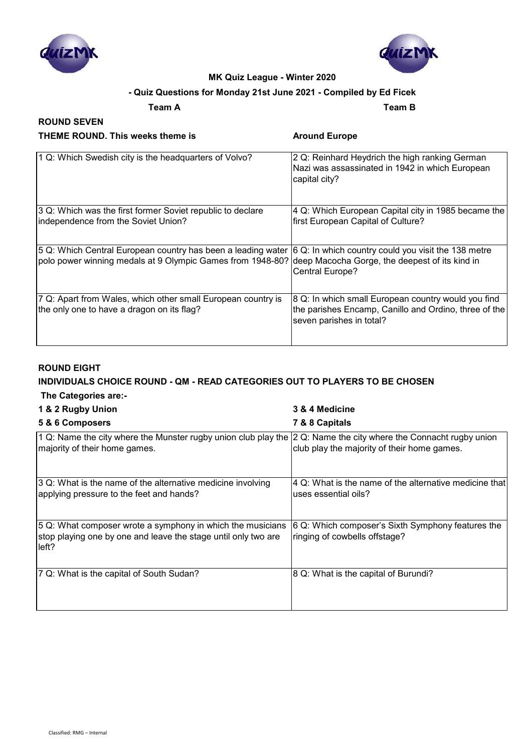**MK Quiz League - Winter 2020**

**- Quiz Questions for Monday 21st June 2021 - Compiled by Ed Ficek**

**Team A** **Team B**

## ROUND SEVEN

**THEME ROUND. This weeks theme is** **Around Europe**

| | |
|---|---|
| 1 Q: Which Swedish city is the headquarters of Volvo? | 2 Q: Reinhard Heydrich the high ranking German Nazi was assassinated in 1942 in which European capital city? |
| 3 Q: Which was the first former Soviet republic to declare independence from the Soviet Union? | 4 Q: Which European Capital city in 1985 became the first European Capital of Culture? |
| 5 Q: Which Central European country has been a leading water polo power winning medals at 9 Olympic Games from 1948-80? | 6 Q: In which country could you visit the 138 metre deep Macocha Gorge, the deepest of its kind in Central Europe? |
| 7 Q: Apart from Wales, which other small European country is the only one to have a dragon on its flag? | 8 Q: In which small European country would you find the parishes Encamp, Canillo and Ordino, three of the seven parishes in total? |

## ROUND EIGHT

**INDIVIDUALS CHOICE ROUND - QM - READ CATEGORIES OUT TO PLAYERS TO BE CHOSEN**

**The Categories are:-**

**1 & 2 Rugby Union** **3 & 4 Medicine**

**5 & 6 Composers** **7 & 8 Capitals**

| | |
|---|---|
| 1 Q: Name the city where the Munster rugby union club play the majority of their home games. | 2 Q: Name the city where the Connacht rugby union club play the majority of their home games. |
| 3 Q: What is the name of the alternative medicine involving applying pressure to the feet and hands? | 4 Q: What is the name of the alternative medicine that uses essential oils? |
| 5 Q: What composer wrote a symphony in which the musicians stop playing one by one and leave the stage until only two are left? | 6 Q: Which composer's Sixth Symphony features the ringing of cowbells offstage? |
| 7 Q: What is the capital of South Sudan? | 8 Q: What is the capital of Burundi? |

Classified: RMG – Internal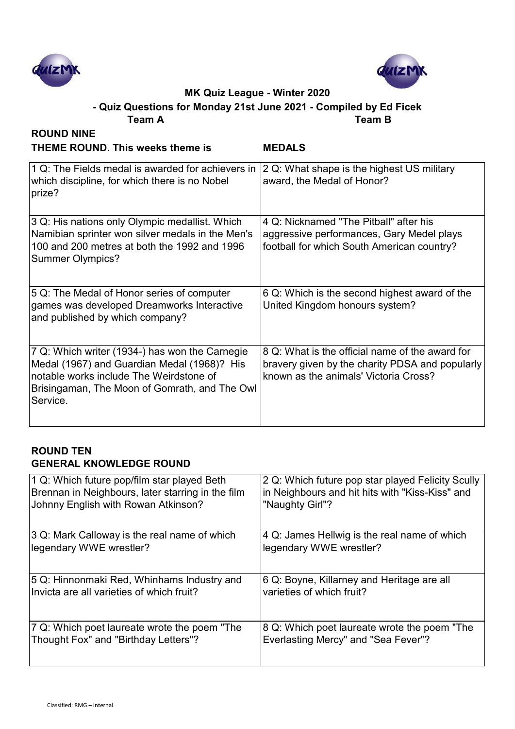**MK Quiz League - Winter 2020**

**- Quiz Questions for Monday 21st June 2021 - Compiled by Ed Ficek**

**Team A** **Team B**

## ROUND NINE

**THEME ROUND. This weeks theme is** **MEDALS**

| | |
|---|---|
| 1 Q: The Fields medal is awarded for achievers in which discipline, for which there is no Nobel prize? | 2 Q: What shape is the highest US military award, the Medal of Honor? |
| 3 Q: His nations only Olympic medallist. Which Namibian sprinter won silver medals in the Men's 100 and 200 metres at both the 1992 and 1996 Summer Olympics? | 4 Q: Nicknamed "The Pitball" after his aggressive performances, Gary Medel plays football for which South American country? |
| 5 Q: The Medal of Honor series of computer games was developed Dreamworks Interactive and published by which company? | 6 Q: Which is the second highest award of the United Kingdom honours system? |
| 7 Q: Which writer (1934-) has won the Carnegie Medal (1967) and Guardian Medal (1968)? His notable works include The Weirdstone of Brisingaman, The Moon of Gomrath, and The Owl Service. | 8 Q: What is the official name of the award for bravery given by the charity PDSA and popularly known as the animals' Victoria Cross? |

## ROUND TEN

**GENERAL KNOWLEDGE ROUND**

| | |
|---|---|
| 1 Q: Which future pop/film star played Beth Brennan in Neighbours, later starring in the film Johnny English with Rowan Atkinson? | 2 Q: Which future pop star played Felicity Scully in Neighbours and hit hits with "Kiss-Kiss" and "Naughty Girl"? |
| 3 Q: Mark Calloway is the real name of which legendary WWE wrestler? | 4 Q: James Hellwig is the real name of which legendary WWE wrestler? |
| 5 Q: Hinnonmaki Red, Whinhams Industry and Invicta are all varieties of which fruit? | 6 Q: Boyne, Killarney and Heritage are all varieties of which fruit? |
| 7 Q: Which poet laureate wrote the poem "The Thought Fox" and "Birthday Letters"? | 8 Q: Which poet laureate wrote the poem "The Everlasting Mercy" and "Sea Fever"? |

Classified: RMG – Internal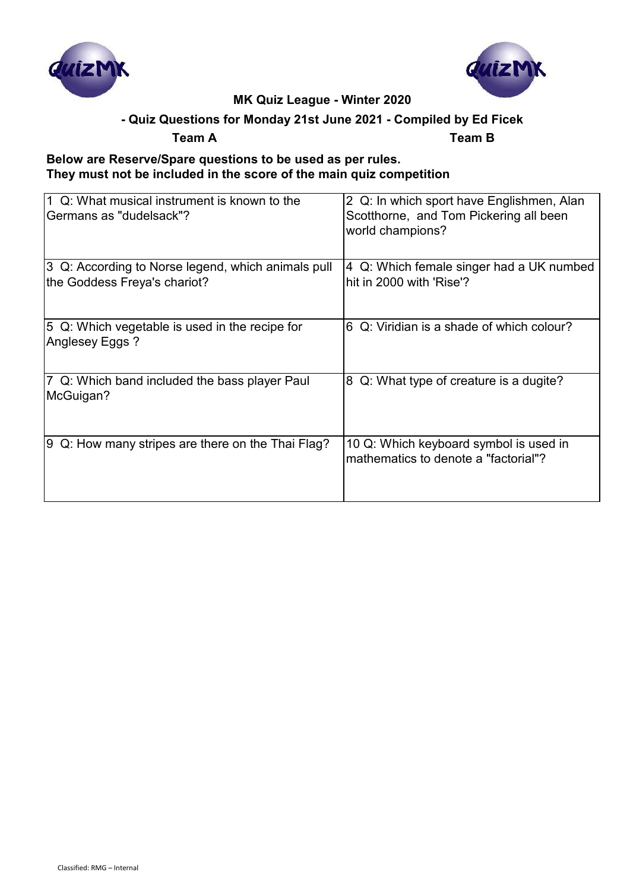**MK Quiz League - Winter 2020**

**- Quiz Questions for Monday 21st June 2021 - Compiled by Ed Ficek**

**Team A** **Team B**

**Below are Reserve/Spare questions to be used as per rules.**
**They must not be included in the score of the main quiz competition**

| | |
|---|---|
| 1 Q: What musical instrument is known to the Germans as "dudelsack"? | 2 Q: In which sport have Englishmen, Alan Scotthorne, and Tom Pickering all been world champions? |
| 3 Q: According to Norse legend, which animals pull the Goddess Freya's chariot? | 4 Q: Which female singer had a UK numbed hit in 2000 with 'Rise'? |
| 5 Q: Which vegetable is used in the recipe for Anglesey Eggs ? | 6 Q: Viridian is a shade of which colour? |
| 7 Q: Which band included the bass player Paul McGuigan? | 8 Q: What type of creature is a dugite? |
| 9 Q: How many stripes are there on the Thai Flag? | 10 Q: Which keyboard symbol is used in mathematics to denote a "factorial"? |

Classified: RMG – Internal